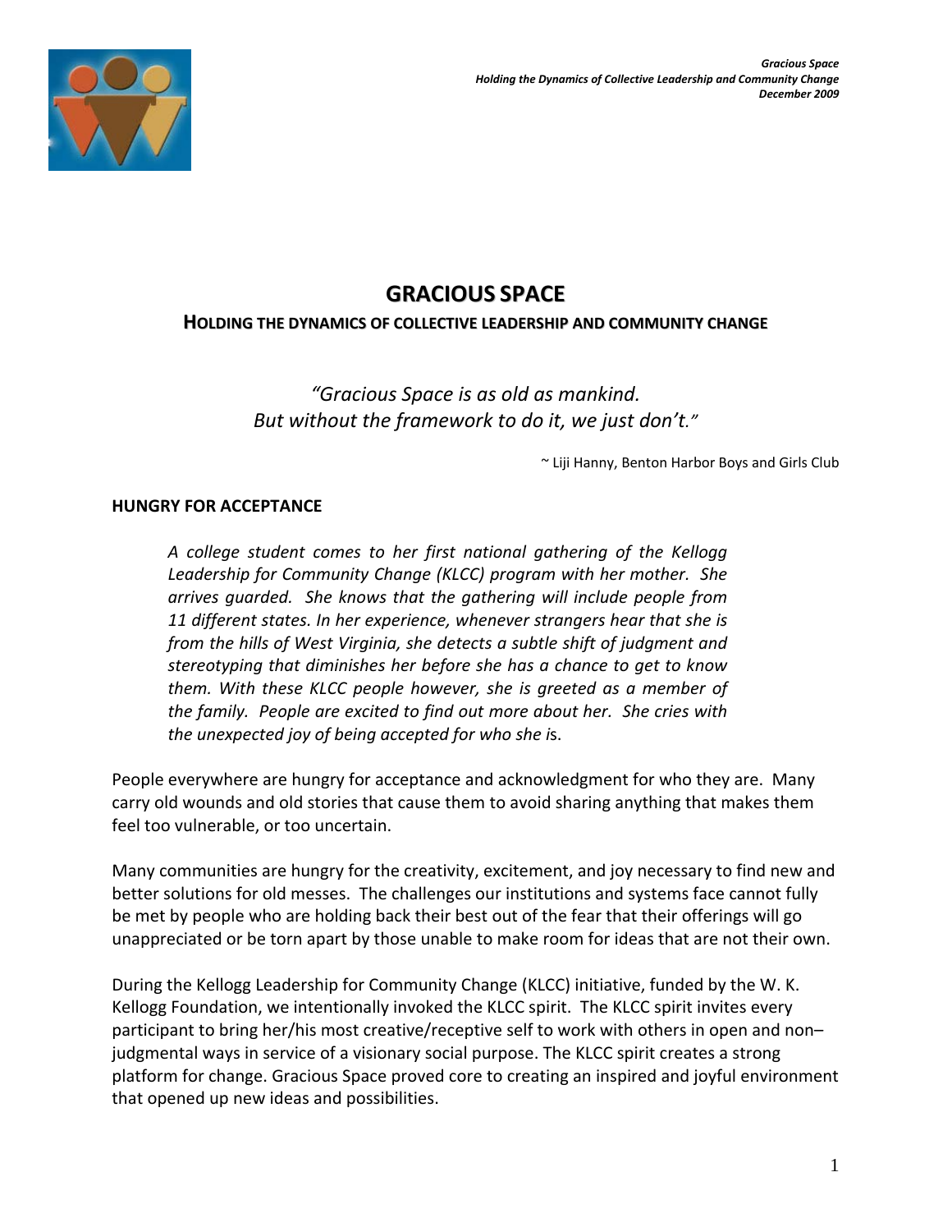# GRACIOUS SPACE

## HOLDING THE DYNAMICS OF COLLECTIVE LEADERSHIP AND COMMUNITY CHANGE

*"Gracious Space is as old as mankind.*
*But without the framework to do it, we just don't."*

~ Liji Hanny, Benton Harbor Boys and Girls Club

### HUNGRY FOR ACCEPTANCE

> *A college student comes to her first national gathering of the Kellogg Leadership for Community Change (KLCC) program with her mother. She arrives guarded. She knows that the gathering will include people from 11 different states. In her experience, whenever strangers hear that she is from the hills of West Virginia, she detects a subtle shift of judgment and stereotyping that diminishes her before she has a chance to get to know them. With these KLCC people however, she is greeted as a member of the family. People are excited to find out more about her. She cries with the unexpected joy of being accepted for who she is.*

People everywhere are hungry for acceptance and acknowledgment for who they are. Many carry old wounds and old stories that cause them to avoid sharing anything that makes them feel too vulnerable, or too uncertain.

Many communities are hungry for the creativity, excitement, and joy necessary to find new and better solutions for old messes. The challenges our institutions and systems face cannot fully be met by people who are holding back their best out of the fear that their offerings will go unappreciated or be torn apart by those unable to make room for ideas that are not their own.

During the Kellogg Leadership for Community Change (KLCC) initiative, funded by the W. K. Kellogg Foundation, we intentionally invoked the KLCC spirit. The KLCC spirit invites every participant to bring her/his most creative/receptive self to work with others in open and non–judgmental ways in service of a visionary social purpose. The KLCC spirit creates a strong platform for change. Gracious Space proved core to creating an inspired and joyful environment that opened up new ideas and possibilities.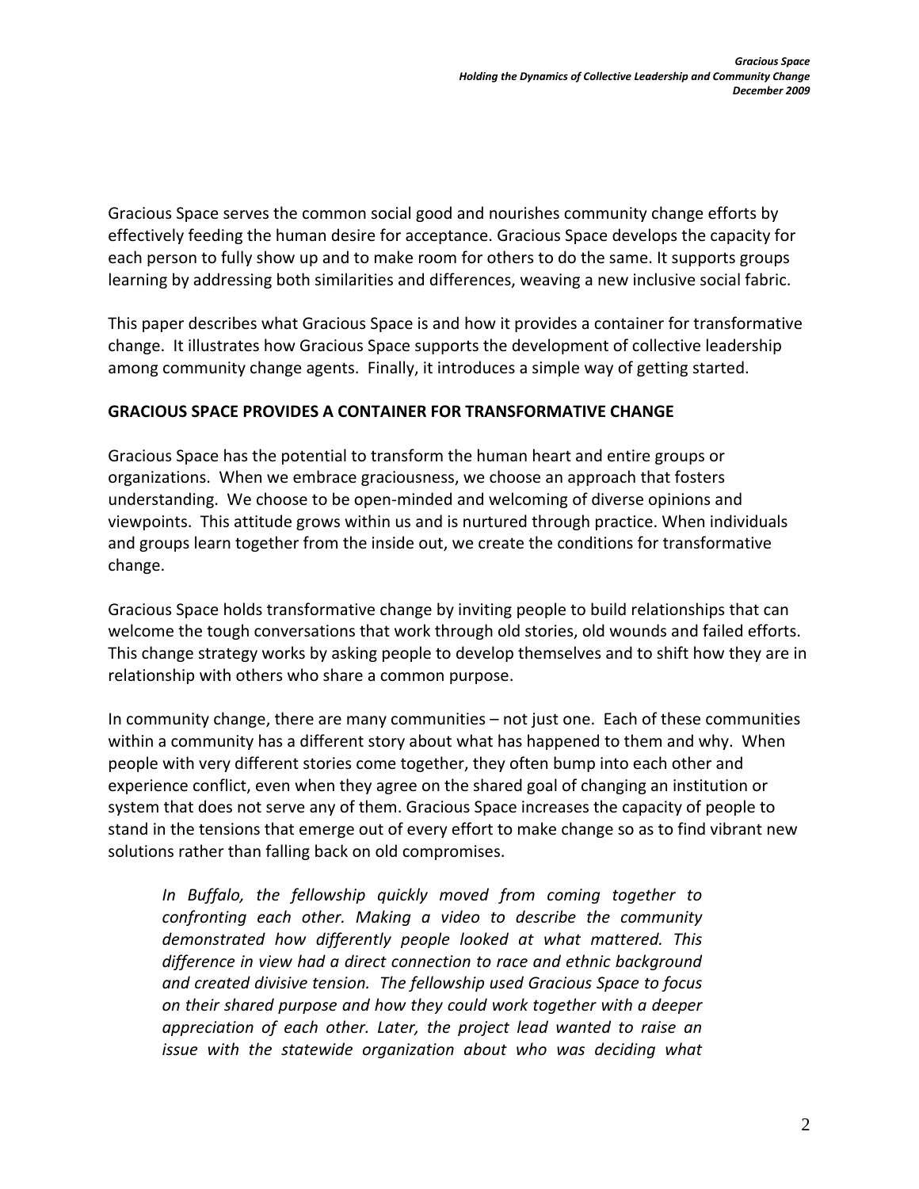Gracious Space serves the common social good and nourishes community change efforts by effectively feeding the human desire for acceptance. Gracious Space develops the capacity for each person to fully show up and to make room for others to do the same. It supports groups learning by addressing both similarities and differences, weaving a new inclusive social fabric.

This paper describes what Gracious Space is and how it provides a container for transformative change. It illustrates how Gracious Space supports the development of collective leadership among community change agents. Finally, it introduces a simple way of getting started.

## GRACIOUS SPACE PROVIDES A CONTAINER FOR TRANSFORMATIVE CHANGE

Gracious Space has the potential to transform the human heart and entire groups or organizations. When we embrace graciousness, we choose an approach that fosters understanding. We choose to be open-minded and welcoming of diverse opinions and viewpoints. This attitude grows within us and is nurtured through practice. When individuals and groups learn together from the inside out, we create the conditions for transformative change.

Gracious Space holds transformative change by inviting people to build relationships that can welcome the tough conversations that work through old stories, old wounds and failed efforts. This change strategy works by asking people to develop themselves and to shift how they are in relationship with others who share a common purpose.

In community change, there are many communities – not just one. Each of these communities within a community has a different story about what has happened to them and why. When people with very different stories come together, they often bump into each other and experience conflict, even when they agree on the shared goal of changing an institution or system that does not serve any of them. Gracious Space increases the capacity of people to stand in the tensions that emerge out of every effort to make change so as to find vibrant new solutions rather than falling back on old compromises.

> *In Buffalo, the fellowship quickly moved from coming together to confronting each other. Making a video to describe the community demonstrated how differently people looked at what mattered. This difference in view had a direct connection to race and ethnic background and created divisive tension. The fellowship used Gracious Space to focus on their shared purpose and how they could work together with a deeper appreciation of each other. Later, the project lead wanted to raise an issue with the statewide organization about who was deciding what*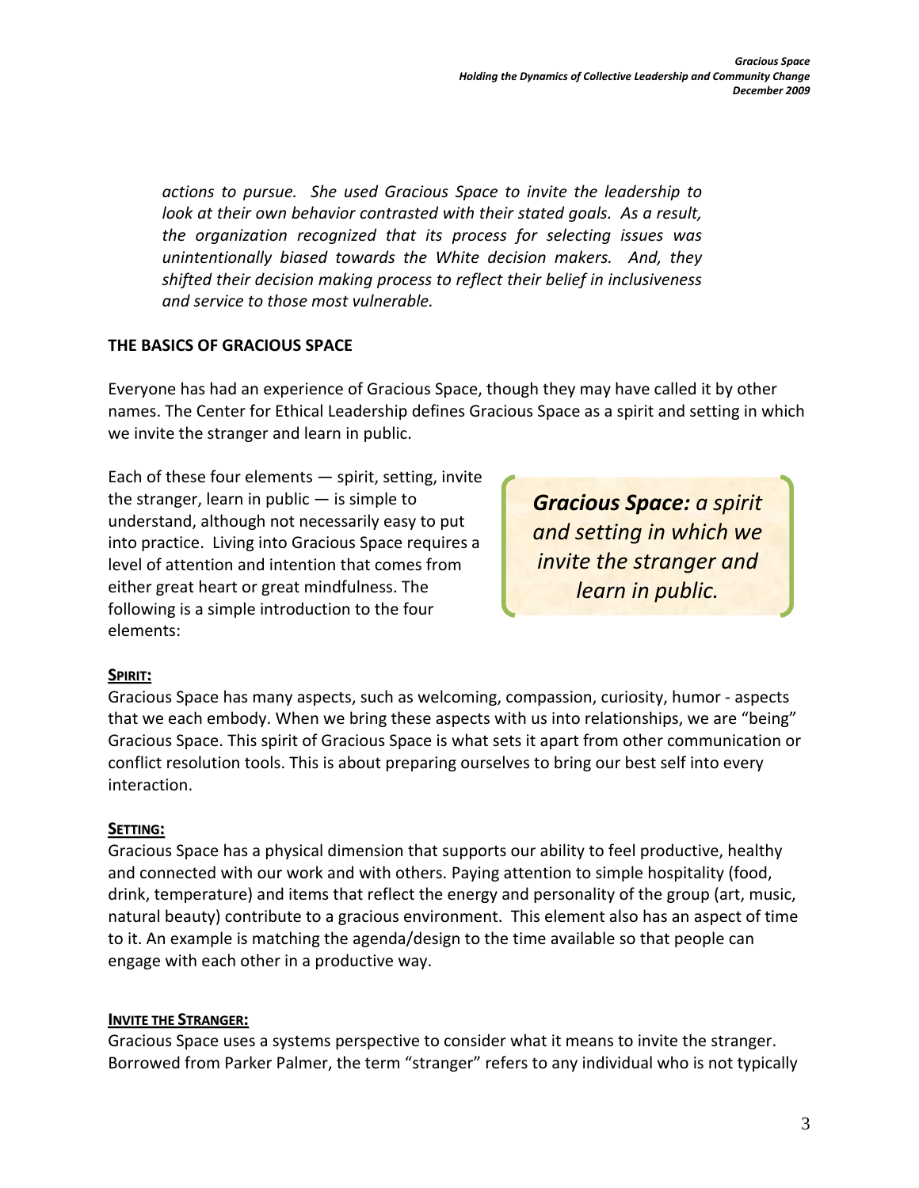*actions to pursue. She used Gracious Space to invite the leadership to look at their own behavior contrasted with their stated goals. As a result, the organization recognized that its process for selecting issues was unintentionally biased towards the White decision makers. And, they shifted their decision making process to reflect their belief in inclusiveness and service to those most vulnerable.*

## THE BASICS OF GRACIOUS SPACE

Everyone has had an experience of Gracious Space, though they may have called it by other names. The Center for Ethical Leadership defines Gracious Space as a spirit and setting in which we invite the stranger and learn in public.

Each of these four elements — spirit, setting, invite the stranger, learn in public — is simple to understand, although not necessarily easy to put into practice. Living into Gracious Space requires a level of attention and intention that comes from either great heart or great mindfulness. The following is a simple introduction to the four elements:

> ***Gracious Space:*** *a spirit and setting in which we invite the stranger and learn in public.*

### SPIRIT:

Gracious Space has many aspects, such as welcoming, compassion, curiosity, humor - aspects that we each embody. When we bring these aspects with us into relationships, we are "being" Gracious Space. This spirit of Gracious Space is what sets it apart from other communication or conflict resolution tools. This is about preparing ourselves to bring our best self into every interaction.

### SETTING:

Gracious Space has a physical dimension that supports our ability to feel productive, healthy and connected with our work and with others. Paying attention to simple hospitality (food, drink, temperature) and items that reflect the energy and personality of the group (art, music, natural beauty) contribute to a gracious environment. This element also has an aspect of time to it. An example is matching the agenda/design to the time available so that people can engage with each other in a productive way.

### INVITE THE STRANGER:

Gracious Space uses a systems perspective to consider what it means to invite the stranger. Borrowed from Parker Palmer, the term "stranger" refers to any individual who is not typically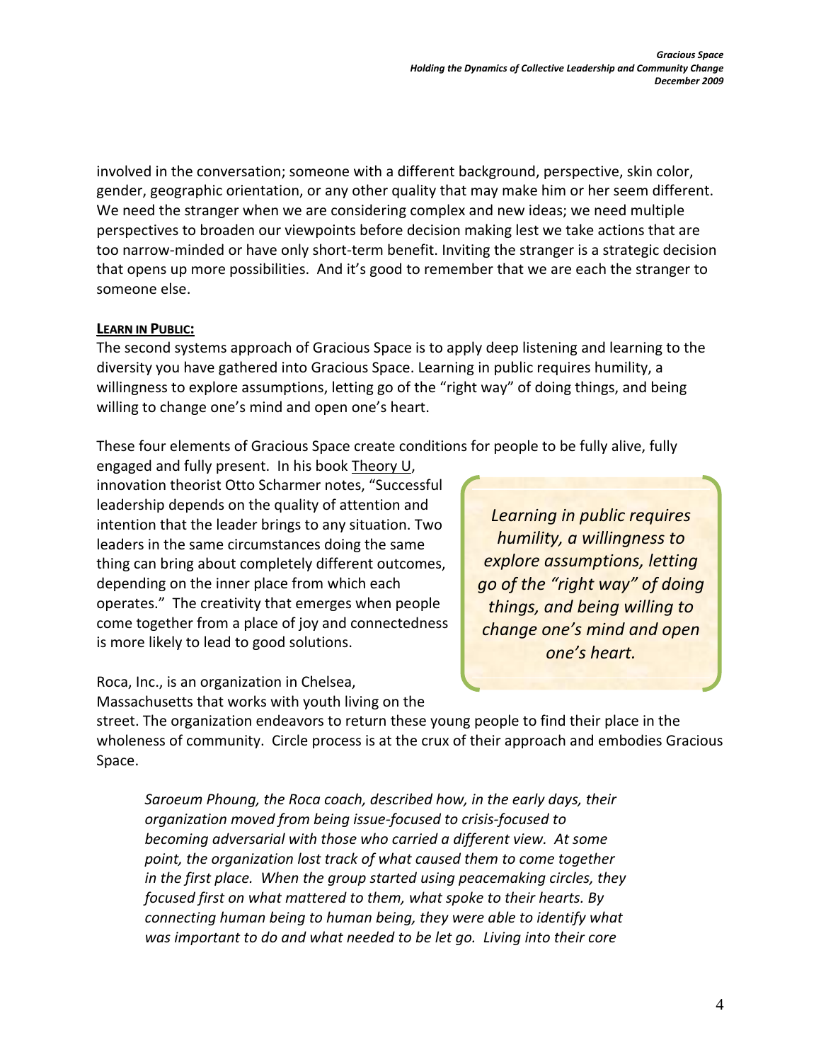involved in the conversation; someone with a different background, perspective, skin color, gender, geographic orientation, or any other quality that may make him or her seem different. We need the stranger when we are considering complex and new ideas; we need multiple perspectives to broaden our viewpoints before decision making lest we take actions that are too narrow-minded or have only short-term benefit. Inviting the stranger is a strategic decision that opens up more possibilities. And it's good to remember that we are each the stranger to someone else.

**LEARN IN PUBLIC:**

The second systems approach of Gracious Space is to apply deep listening and learning to the diversity you have gathered into Gracious Space. Learning in public requires humility, a willingness to explore assumptions, letting go of the "right way" of doing things, and being willing to change one's mind and open one's heart.

These four elements of Gracious Space create conditions for people to be fully alive, fully engaged and fully present. In his book Theory U, innovation theorist Otto Scharmer notes, "Successful leadership depends on the quality of attention and intention that the leader brings to any situation. Two leaders in the same circumstances doing the same thing can bring about completely different outcomes, depending on the inner place from which each operates." The creativity that emerges when people come together from a place of joy and connectedness is more likely to lead to good solutions.

> *Learning in public requires humility, a willingness to explore assumptions, letting go of the "right way" of doing things, and being willing to change one's mind and open one's heart.*

Roca, Inc., is an organization in Chelsea, Massachusetts that works with youth living on the street. The organization endeavors to return these young people to find their place in the wholeness of community. Circle process is at the crux of their approach and embodies Gracious Space.

> *Saroeum Phoung, the Roca coach, described how, in the early days, their organization moved from being issue-focused to crisis-focused to becoming adversarial with those who carried a different view. At some point, the organization lost track of what caused them to come together in the first place. When the group started using peacemaking circles, they focused first on what mattered to them, what spoke to their hearts. By connecting human being to human being, they were able to identify what was important to do and what needed to be let go. Living into their core*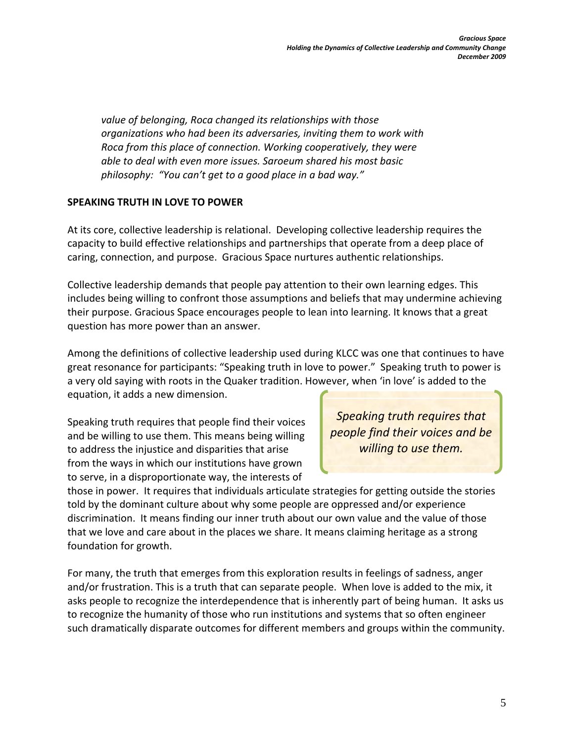*value of belonging, Roca changed its relationships with those organizations who had been its adversaries, inviting them to work with Roca from this place of connection. Working cooperatively, they were able to deal with even more issues. Saroeum shared his most basic philosophy: "You can't get to a good place in a bad way."*

**SPEAKING TRUTH IN LOVE TO POWER**

At its core, collective leadership is relational. Developing collective leadership requires the capacity to build effective relationships and partnerships that operate from a deep place of caring, connection, and purpose. Gracious Space nurtures authentic relationships.

Collective leadership demands that people pay attention to their own learning edges. This includes being willing to confront those assumptions and beliefs that may undermine achieving their purpose. Gracious Space encourages people to lean into learning. It knows that a great question has more power than an answer.

Among the definitions of collective leadership used during KLCC was one that continues to have great resonance for participants: "Speaking truth in love to power." Speaking truth to power is a very old saying with roots in the Quaker tradition. However, when 'in love' is added to the equation, it adds a new dimension.

> *Speaking truth requires that people find their voices and be willing to use them.*

Speaking truth requires that people find their voices and be willing to use them. This means being willing to address the injustice and disparities that arise from the ways in which our institutions have grown to serve, in a disproportionate way, the interests of those in power. It requires that individuals articulate strategies for getting outside the stories told by the dominant culture about why some people are oppressed and/or experience discrimination. It means finding our inner truth about our own value and the value of those that we love and care about in the places we share. It means claiming heritage as a strong foundation for growth.

For many, the truth that emerges from this exploration results in feelings of sadness, anger and/or frustration. This is a truth that can separate people. When love is added to the mix, it asks people to recognize the interdependence that is inherently part of being human. It asks us to recognize the humanity of those who run institutions and systems that so often engineer such dramatically disparate outcomes for different members and groups within the community.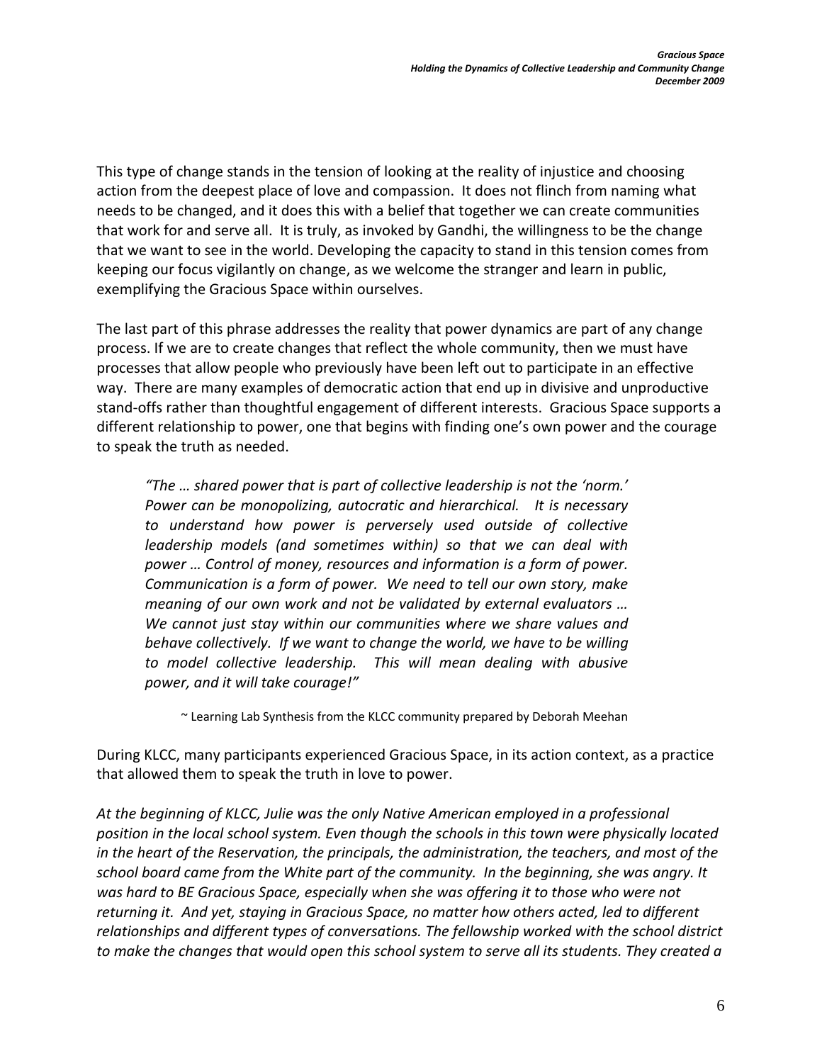This type of change stands in the tension of looking at the reality of injustice and choosing action from the deepest place of love and compassion. It does not flinch from naming what needs to be changed, and it does this with a belief that together we can create communities that work for and serve all. It is truly, as invoked by Gandhi, the willingness to be the change that we want to see in the world. Developing the capacity to stand in this tension comes from keeping our focus vigilantly on change, as we welcome the stranger and learn in public, exemplifying the Gracious Space within ourselves.

The last part of this phrase addresses the reality that power dynamics are part of any change process. If we are to create changes that reflect the whole community, then we must have processes that allow people who previously have been left out to participate in an effective way. There are many examples of democratic action that end up in divisive and unproductive stand-offs rather than thoughtful engagement of different interests. Gracious Space supports a different relationship to power, one that begins with finding one's own power and the courage to speak the truth as needed.

> *"The … shared power that is part of collective leadership is not the 'norm.' Power can be monopolizing, autocratic and hierarchical. It is necessary to understand how power is perversely used outside of collective leadership models (and sometimes within) so that we can deal with power … Control of money, resources and information is a form of power. Communication is a form of power. We need to tell our own story, make meaning of our own work and not be validated by external evaluators … We cannot just stay within our communities where we share values and behave collectively. If we want to change the world, we have to be willing to model collective leadership. This will mean dealing with abusive power, and it will take courage!"*
>
> ~ Learning Lab Synthesis from the KLCC community prepared by Deborah Meehan

During KLCC, many participants experienced Gracious Space, in its action context, as a practice that allowed them to speak the truth in love to power.

*At the beginning of KLCC, Julie was the only Native American employed in a professional position in the local school system. Even though the schools in this town were physically located in the heart of the Reservation, the principals, the administration, the teachers, and most of the school board came from the White part of the community. In the beginning, she was angry. It was hard to BE Gracious Space, especially when she was offering it to those who were not returning it. And yet, staying in Gracious Space, no matter how others acted, led to different relationships and different types of conversations. The fellowship worked with the school district to make the changes that would open this school system to serve all its students. They created a*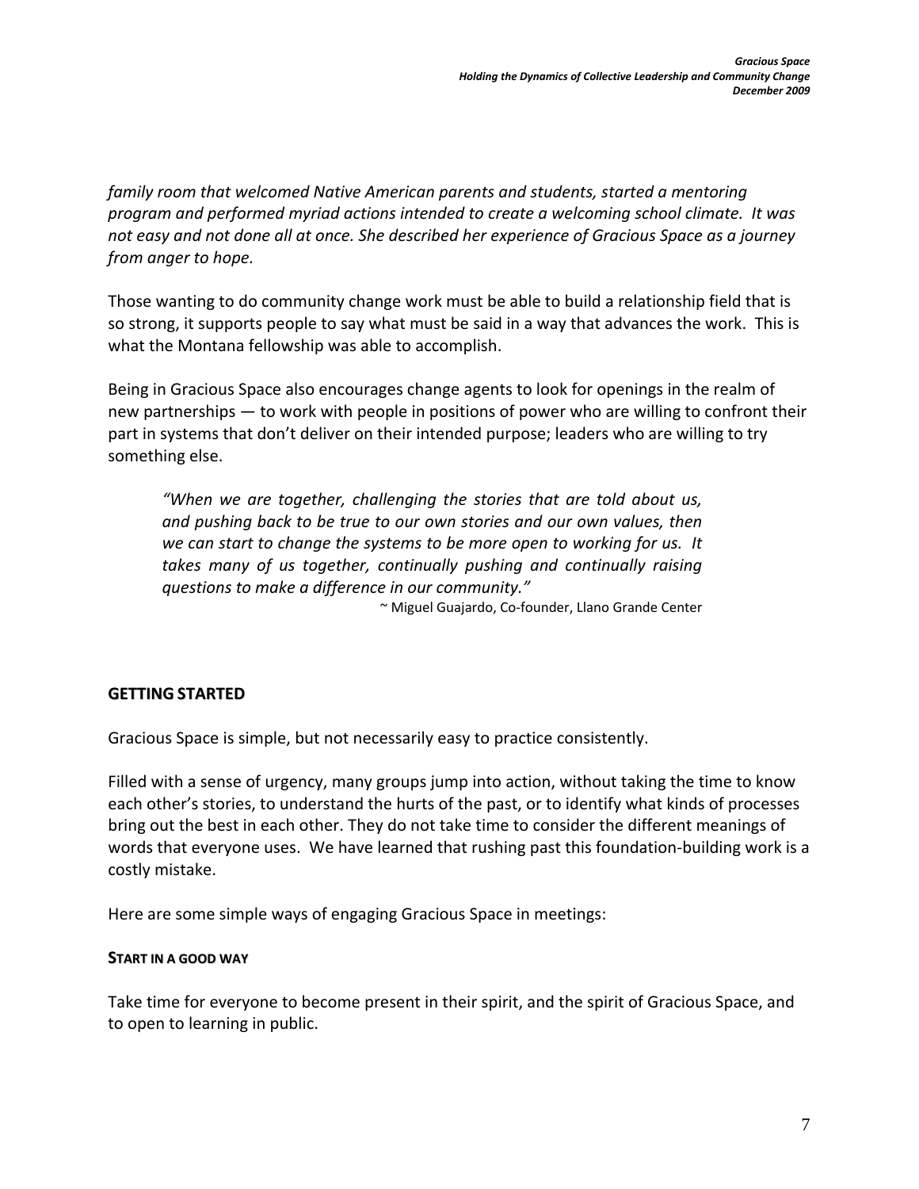*family room that welcomed Native American parents and students, started a mentoring program and performed myriad actions intended to create a welcoming school climate. It was not easy and not done all at once. She described her experience of Gracious Space as a journey from anger to hope.*

Those wanting to do community change work must be able to build a relationship field that is so strong, it supports people to say what must be said in a way that advances the work. This is what the Montana fellowship was able to accomplish.

Being in Gracious Space also encourages change agents to look for openings in the realm of new partnerships — to work with people in positions of power who are willing to confront their part in systems that don't deliver on their intended purpose; leaders who are willing to try something else.

> *"When we are together, challenging the stories that are told about us, and pushing back to be true to our own stories and our own values, then we can start to change the systems to be more open to working for us. It takes many of us together, continually pushing and continually raising questions to make a difference in our community."*
>
> ~ Miguel Guajardo, Co-founder, Llano Grande Center

## GETTING STARTED

Gracious Space is simple, but not necessarily easy to practice consistently.

Filled with a sense of urgency, many groups jump into action, without taking the time to know each other's stories, to understand the hurts of the past, or to identify what kinds of processes bring out the best in each other. They do not take time to consider the different meanings of words that everyone uses. We have learned that rushing past this foundation-building work is a costly mistake.

Here are some simple ways of engaging Gracious Space in meetings:

### START IN A GOOD WAY

Take time for everyone to become present in their spirit, and the spirit of Gracious Space, and to open to learning in public.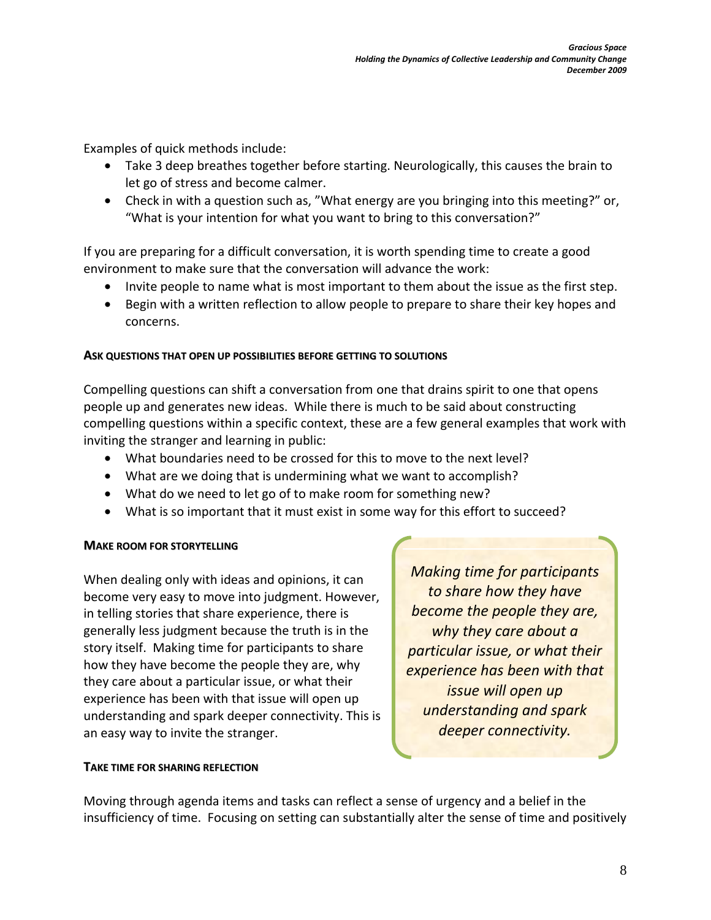Examples of quick methods include:

- Take 3 deep breathes together before starting. Neurologically, this causes the brain to let go of stress and become calmer.
- Check in with a question such as, "What energy are you bringing into this meeting?" or, "What is your intention for what you want to bring to this conversation?"

If you are preparing for a difficult conversation, it is worth spending time to create a good environment to make sure that the conversation will advance the work:

- Invite people to name what is most important to them about the issue as the first step.
- Begin with a written reflection to allow people to prepare to share their key hopes and concerns.

#### ASK QUESTIONS THAT OPEN UP POSSIBILITIES BEFORE GETTING TO SOLUTIONS

Compelling questions can shift a conversation from one that drains spirit to one that opens people up and generates new ideas. While there is much to be said about constructing compelling questions within a specific context, these are a few general examples that work with inviting the stranger and learning in public:

- What boundaries need to be crossed for this to move to the next level?
- What are we doing that is undermining what we want to accomplish?
- What do we need to let go of to make room for something new?
- What is so important that it must exist in some way for this effort to succeed?

#### MAKE ROOM FOR STORYTELLING

When dealing only with ideas and opinions, it can become very easy to move into judgment. However, in telling stories that share experience, there is generally less judgment because the truth is in the story itself. Making time for participants to share how they have become the people they are, why they care about a particular issue, or what their experience has been with that issue will open up understanding and spark deeper connectivity. This is an easy way to invite the stranger.

> *Making time for participants to share how they have become the people they are, why they care about a particular issue, or what their experience has been with that issue will open up understanding and spark deeper connectivity.*

#### TAKE TIME FOR SHARING REFLECTION

Moving through agenda items and tasks can reflect a sense of urgency and a belief in the insufficiency of time. Focusing on setting can substantially alter the sense of time and positively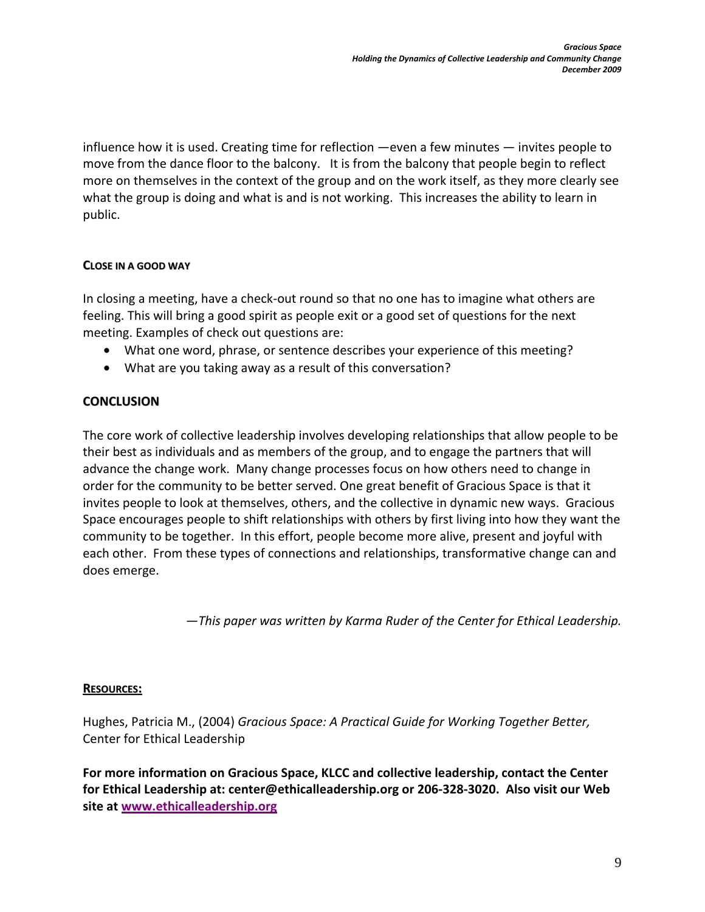influence how it is used. Creating time for reflection —even a few minutes — invites people to move from the dance floor to the balcony. It is from the balcony that people begin to reflect more on themselves in the context of the group and on the work itself, as they more clearly see what the group is doing and what is and is not working. This increases the ability to learn in public.

### CLOSE IN A GOOD WAY

In closing a meeting, have a check-out round so that no one has to imagine what others are feeling. This will bring a good spirit as people exit or a good set of questions for the next meeting. Examples of check out questions are:

- What one word, phrase, or sentence describes your experience of this meeting?
- What are you taking away as a result of this conversation?

## CONCLUSION

The core work of collective leadership involves developing relationships that allow people to be their best as individuals and as members of the group, and to engage the partners that will advance the change work. Many change processes focus on how others need to change in order for the community to be better served. One great benefit of Gracious Space is that it invites people to look at themselves, others, and the collective in dynamic new ways. Gracious Space encourages people to shift relationships with others by first living into how they want the community to be together. In this effort, people become more alive, present and joyful with each other. From these types of connections and relationships, transformative change can and does emerge.

*—This paper was written by Karma Ruder of the Center for Ethical Leadership.*

### RESOURCES:

Hughes, Patricia M., (2004) *Gracious Space: A Practical Guide for Working Together Better,* Center for Ethical Leadership

**For more information on Gracious Space, KLCC and collective leadership, contact the Center for Ethical Leadership at: center@ethicalleadership.org or 206-328-3020. Also visit our Web site at [www.ethicalleadership.org](www.ethicalleadership.org)**